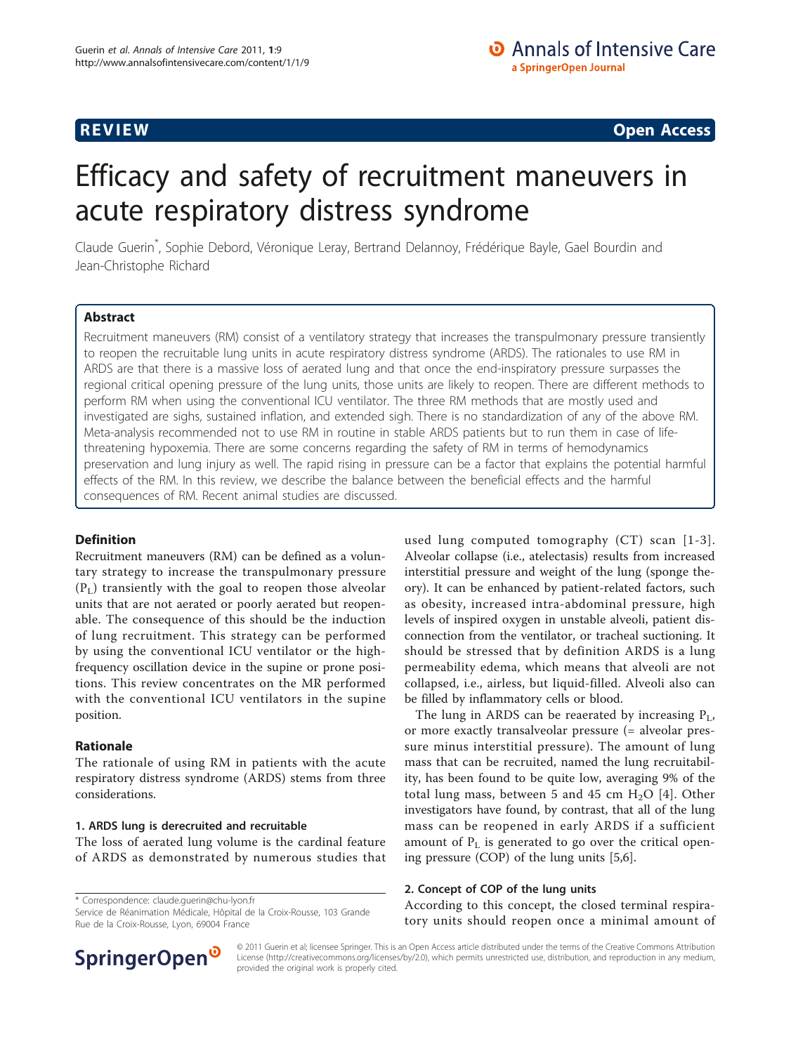**REVIEW** **Open Access**

# Efficacy and safety of recruitment maneuvers in acute respiratory distress syndrome

Claude Guerin*, Sophie Debord, Véronique Leray, Bertrand Delannoy, Frédérique Bayle, Gael Bourdin and Jean-Christophe Richard

## Abstract

Recruitment maneuvers (RM) consist of a ventilatory strategy that increases the transpulmonary pressure transiently to reopen the recruitable lung units in acute respiratory distress syndrome (ARDS). The rationales to use RM in ARDS are that there is a massive loss of aerated lung and that once the end-inspiratory pressure surpasses the regional critical opening pressure of the lung units, those units are likely to reopen. There are different methods to perform RM when using the conventional ICU ventilator. The three RM methods that are mostly used and investigated are sighs, sustained inflation, and extended sigh. There is no standardization of any of the above RM. Meta-analysis recommended not to use RM in routine in stable ARDS patients but to run them in case of life-threatening hypoxemia. There are some concerns regarding the safety of RM in terms of hemodynamics preservation and lung injury as well. The rapid rising in pressure can be a factor that explains the potential harmful effects of the RM. In this review, we describe the balance between the beneficial effects and the harmful consequences of RM. Recent animal studies are discussed.

## Definition

Recruitment maneuvers (RM) can be defined as a voluntary strategy to increase the transpulmonary pressure ($P_L$) transiently with the goal to reopen those alveolar units that are not aerated or poorly aerated but reopenable. The consequence of this should be the induction of lung recruitment. This strategy can be performed by using the conventional ICU ventilator or the high-frequency oscillation device in the supine or prone positions. This review concentrates on the MR performed with the conventional ICU ventilators in the supine position.

## Rationale

The rationale of using RM in patients with the acute respiratory distress syndrome (ARDS) stems from three considerations.

### 1. ARDS lung is derecruited and recruitable

The loss of aerated lung volume is the cardinal feature of ARDS as demonstrated by numerous studies that used lung computed tomography (CT) scan [1-3]. Alveolar collapse (i.e., atelectasis) results from increased interstitial pressure and weight of the lung (sponge theory). It can be enhanced by patient-related factors, such as obesity, increased intra-abdominal pressure, high levels of inspired oxygen in unstable alveoli, patient disconnection from the ventilator, or tracheal suctioning. It should be stressed that by definition ARDS is a lung permeability edema, which means that alveoli are not collapsed, i.e., airless, but liquid-filled. Alveoli also can be filled by inflammatory cells or blood.

The lung in ARDS can be reaerated by increasing $P_L$, or more exactly transalveolar pressure (= alveolar pressure minus interstitial pressure). The amount of lung mass that can be recruited, named the lung recruitability, has been found to be quite low, averaging 9% of the total lung mass, between 5 and 45 cm $H_2O$ [4]. Other investigators have found, by contrast, that all of the lung mass can be reopened in early ARDS if a sufficient amount of $P_L$ is generated to go over the critical opening pressure (COP) of the lung units [5,6].

### 2. Concept of COP of the lung units

According to this concept, the closed terminal respiratory units should reopen once a minimal amount of

\* Correspondence: claude.guerin@chu-lyon.fr
Service de Réanimation Médicale, Hôpital de la Croix-Rousse, 103 Grande Rue de la Croix-Rousse, Lyon, 69004 France

© 2011 Guerin et al; licensee Springer. This is an Open Access article distributed under the terms of the Creative Commons Attribution License (http://creativecommons.org/licenses/by/2.0), which permits unrestricted use, distribution, and reproduction in any medium, provided the original work is properly cited.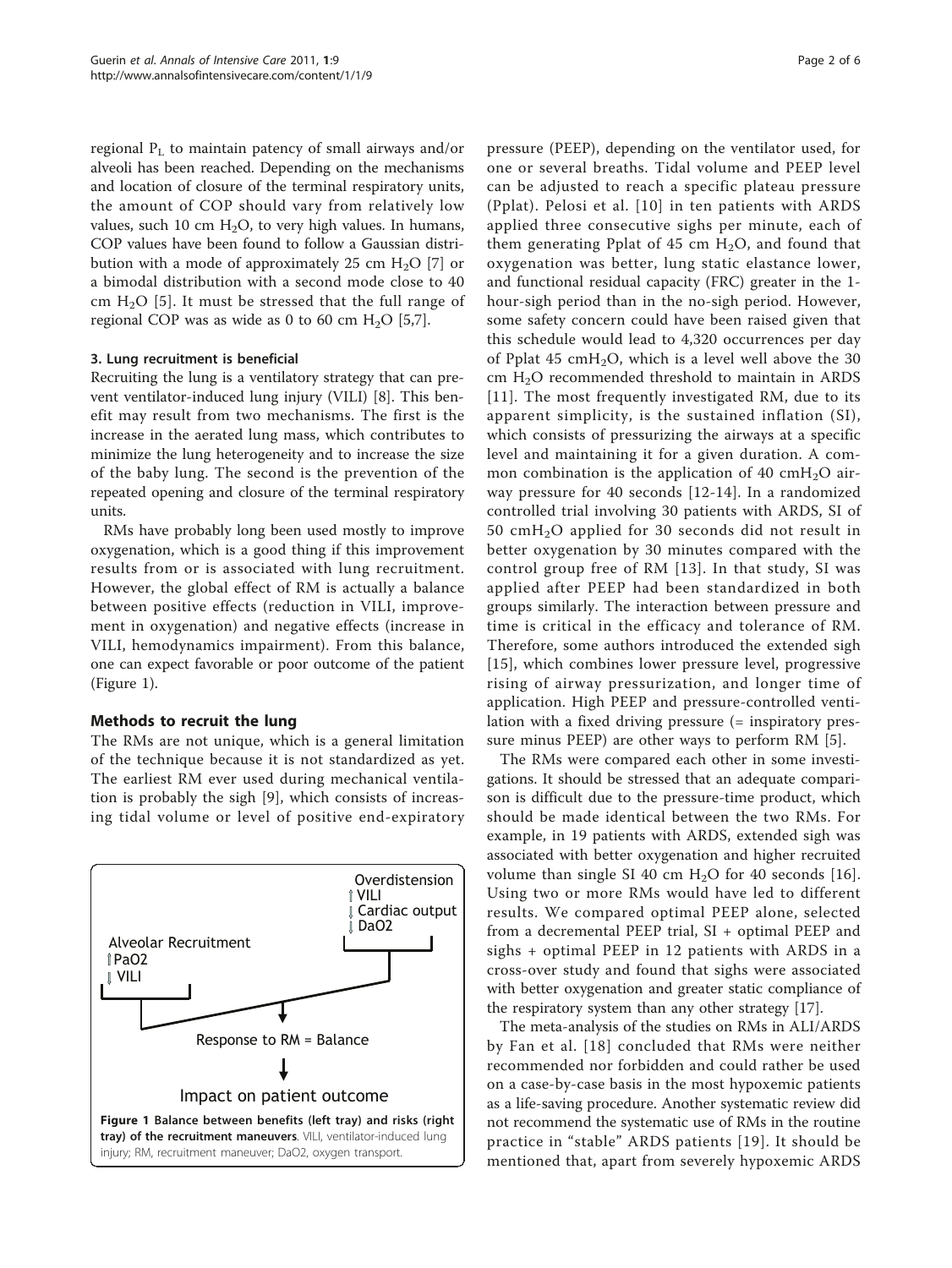regional $P_L$ to maintain patency of small airways and/or alveoli has been reached. Depending on the mechanisms and location of closure of the terminal respiratory units, the amount of COP should vary from relatively low values, such 10 cm $H_2O$, to very high values. In humans, COP values have been found to follow a Gaussian distribution with a mode of approximately 25 cm $H_2O$ [7] or a bimodal distribution with a second mode close to 40 cm $H_2O$ [5]. It must be stressed that the full range of regional COP was as wide as 0 to 60 cm $H_2O$ [5,7].

### 3. Lung recruitment is beneficial

Recruiting the lung is a ventilatory strategy that can prevent ventilator-induced lung injury (VILI) [8]. This benefit may result from two mechanisms. The first is the increase in the aerated lung mass, which contributes to minimize the lung heterogeneity and to increase the size of the baby lung. The second is the prevention of the repeated opening and closure of the terminal respiratory units.

RMs have probably long been used mostly to improve oxygenation, which is a good thing if this improvement results from or is associated with lung recruitment. However, the global effect of RM is actually a balance between positive effects (reduction in VILI, improvement in oxygenation) and negative effects (increase in VILI, hemodynamics impairment). From this balance, one can expect favorable or poor outcome of the patient (Figure 1).

## Methods to recruit the lung

The RMs are not unique, which is a general limitation of the technique because it is not standardized as yet. The earliest RM ever used during mechanical ventilation is probably the sigh [9], which consists of increasing tidal volume or level of positive end-expiratory pressure (PEEP), depending on the ventilator used, for one or several breaths. Tidal volume and PEEP level can be adjusted to reach a specific plateau pressure (Pplat). Pelosi et al. [10] in ten patients with ARDS applied three consecutive sighs per minute, each of them generating Pplat of 45 cm $H_2O$, and found that oxygenation was better, lung static elastance lower, and functional residual capacity (FRC) greater in the 1-hour-sigh period than in the no-sigh period. However, some safety concern could have been raised given that this schedule would lead to 4,320 occurrences per day of Pplat 45 cm$H_2O$, which is a level well above the 30 cm $H_2O$ recommended threshold to maintain in ARDS [11]. The most frequently investigated RM, due to its apparent simplicity, is the sustained inflation (SI), which consists of pressurizing the airways at a specific level and maintaining it for a given duration. A common combination is the application of 40 cm$H_2O$ airway pressure for 40 seconds [12-14]. In a randomized controlled trial involving 30 patients with ARDS, SI of 50 cm$H_2O$ applied for 30 seconds did not result in better oxygenation by 30 minutes compared with the control group free of RM [13]. In that study, SI was applied after PEEP had been standardized in both groups similarly. The interaction between pressure and time is critical in the efficacy and tolerance of RM. Therefore, some authors introduced the extended sigh [15], which combines lower pressure level, progressive rising of airway pressurization, and longer time of application. High PEEP and pressure-controlled ventilation with a fixed driving pressure (= inspiratory pressure minus PEEP) are other ways to perform RM [5].

The RMs were compared each other in some investigations. It should be stressed that an adequate comparison is difficult due to the pressure-time product, which should be made identical between the two RMs. For example, in 19 patients with ARDS, extended sigh was associated with better oxygenation and higher recruited volume than single SI 40 cm $H_2O$ for 40 seconds [16]. Using two or more RMs would have led to different results. We compared optimal PEEP alone, selected from a decremental PEEP trial, SI + optimal PEEP and sighs + optimal PEEP in 12 patients with ARDS in a cross-over study and found that sighs were associated with better oxygenation and greater static compliance of the respiratory system than any other strategy [17].

The meta-analysis of the studies on RMs in ALI/ARDS by Fan et al. [18] concluded that RMs were neither recommended nor forbidden and could rather be used on a case-by-case basis in the most hypoxemic patients as a life-saving procedure. Another systematic review did not recommend the systematic use of RMs in the routine practice in "stable" ARDS patients [19]. It should be mentioned that, apart from severely hypoxemic ARDS

**Figure 1 Balance between benefits (left tray) and risks (right tray) of the recruitment maneuvers**. VILI, ventilator-induced lung injury; RM, recruitment maneuver; DaO2, oxygen transport.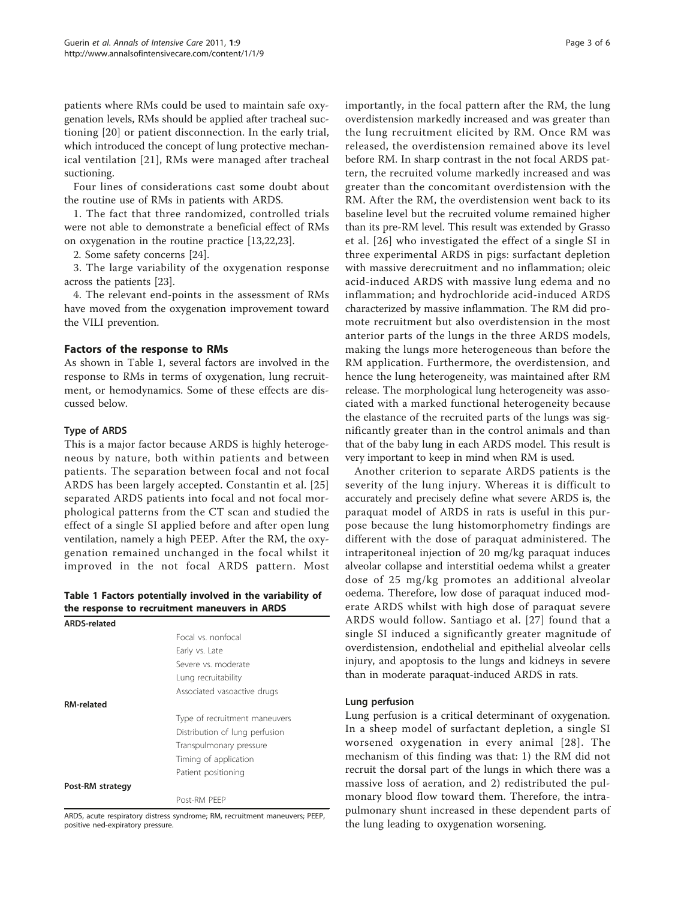patients where RMs could be used to maintain safe oxygenation levels, RMs should be applied after tracheal suctioning [20] or patient disconnection. In the early trial, which introduced the concept of lung protective mechanical ventilation [21], RMs were managed after tracheal suctioning.

Four lines of considerations cast some doubt about the routine use of RMs in patients with ARDS.

1. The fact that three randomized, controlled trials were not able to demonstrate a beneficial effect of RMs on oxygenation in the routine practice [13,22,23].

2. Some safety concerns [24].

3. The large variability of the oxygenation response across the patients [23].

4. The relevant end-points in the assessment of RMs have moved from the oxygenation improvement toward the VILI prevention.

## Factors of the response to RMs

As shown in Table 1, several factors are involved in the response to RMs in terms of oxygenation, lung recruitment, or hemodynamics. Some of these effects are discussed below.

### Type of ARDS

This is a major factor because ARDS is highly heterogeneous by nature, both within patients and between patients. The separation between focal and not focal ARDS has been largely accepted. Constantin et al. [25] separated ARDS patients into focal and not focal morphological patterns from the CT scan and studied the effect of a single SI applied before and after open lung ventilation, namely a high PEEP. After the RM, the oxygenation remained unchanged in the focal whilst it improved in the not focal ARDS pattern. Most importantly, in the focal pattern after the RM, the lung overdistension markedly increased and was greater than the lung recruitment elicited by RM. Once RM was released, the overdistension remained above its level before RM. In sharp contrast in the not focal ARDS pattern, the recruited volume markedly increased and was greater than the concomitant overdistension with the RM. After the RM, the overdistension went back to its baseline level but the recruited volume remained higher than its pre-RM level. This result was extended by Grasso et al. [26] who investigated the effect of a single SI in three experimental ARDS in pigs: surfactant depletion with massive derecruitment and no inflammation; oleic acid-induced ARDS with massive lung edema and no inflammation; and hydrochloride acid-induced ARDS characterized by massive inflammation. The RM did promote recruitment but also overdistension in the most anterior parts of the lungs in the three ARDS models, making the lungs more heterogeneous than before the RM application. Furthermore, the overdistension, and hence the lung heterogeneity, was maintained after RM release. The morphological lung heterogeneity was associated with a marked functional heterogeneity because the elastance of the recruited parts of the lungs was significantly greater than in the control animals and than that of the baby lung in each ARDS model. This result is very important to keep in mind when RM is used.

**Table 1 Factors potentially involved in the variability of the response to recruitment maneuvers in ARDS**

| | |
|---|---|
| **ARDS-related** | |
| | Focal vs. nonfocal |
| | Early vs. Late |
| | Severe vs. moderate |
| | Lung recruitability |
| | Associated vasoactive drugs |
| **RM-related** | |
| | Type of recruitment maneuvers |
| | Distribution of lung perfusion |
| | Transpulmonary pressure |
| | Timing of application |
| | Patient positioning |
| **Post-RM strategy** | |
| | Post-RM PEEP |

ARDS, acute respiratory distress syndrome; RM, recruitment maneuvers; PEEP, positive ned-expiratory pressure.

Another criterion to separate ARDS patients is the severity of the lung injury. Whereas it is difficult to accurately and precisely define what severe ARDS is, the paraquat model of ARDS in rats is useful in this purpose because the lung histomorphometry findings are different with the dose of paraquat administered. The intraperitoneal injection of 20 mg/kg paraquat induces alveolar collapse and interstitial oedema whilst a greater dose of 25 mg/kg promotes an additional alveolar oedema. Therefore, low dose of paraquat induced moderate ARDS whilst with high dose of paraquat severe ARDS would follow. Santiago et al. [27] found that a single SI induced a significantly greater magnitude of overdistension, endothelial and epithelial alveolar cells injury, and apoptosis to the lungs and kidneys in severe than in moderate paraquat-induced ARDS in rats.

### Lung perfusion

Lung perfusion is a critical determinant of oxygenation. In a sheep model of surfactant depletion, a single SI worsened oxygenation in every animal [28]. The mechanism of this finding was that: 1) the RM did not recruit the dorsal part of the lungs in which there was a massive loss of aeration, and 2) redistributed the pulmonary blood flow toward them. Therefore, the intrapulmonary shunt increased in these dependent parts of the lung leading to oxygenation worsening.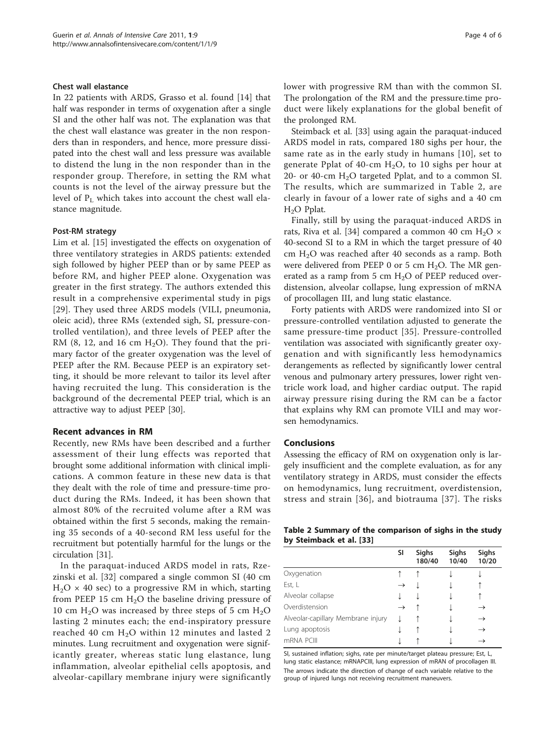#### Chest wall elastance

In 22 patients with ARDS, Grasso et al. found [14] that half was responder in terms of oxygenation after a single SI and the other half was not. The explanation was that the chest wall elastance was greater in the non responders than in responders, and hence, more pressure dissipated into the chest wall and less pressure was available to distend the lung in the non responder than in the responder group. Therefore, in setting the RM what counts is not the level of the airway pressure but the level of $P_L$ which takes into account the chest wall elastance magnitude.

#### Post-RM strategy

Lim et al. [15] investigated the effects on oxygenation of three ventilatory strategies in ARDS patients: extended sigh followed by higher PEEP than or by same PEEP as before RM, and higher PEEP alone. Oxygenation was greater in the first strategy. The authors extended this result in a comprehensive experimental study in pigs [29]. They used three ARDS models (VILI, pneumonia, oleic acid), three RMs (extended sigh, SI, pressure-controlled ventilation), and three levels of PEEP after the RM (8, 12, and 16 cm $H_2O$). They found that the primary factor of the greater oxygenation was the level of PEEP after the RM. Because PEEP is an expiratory setting, it should be more relevant to tailor its level after having recruited the lung. This consideration is the background of the decremental PEEP trial, which is an attractive way to adjust PEEP [30].

### Recent advances in RM

Recently, new RMs have been described and a further assessment of their lung effects was reported that brought some additional information with clinical implications. A common feature in these new data is that they dealt with the role of time and pressure-time product during the RMs. Indeed, it has been shown that almost 80% of the recruited volume after a RM was obtained within the first 5 seconds, making the remaining 35 seconds of a 40-second RM less useful for the recruitment but potentially harmful for the lungs or the circulation [31].

In the paraquat-induced ARDS model in rats, Rzezinski et al. [32] compared a single common SI (40 cm $H_2O$ × 40 sec) to a progressive RM in which, starting from PEEP 15 cm $H_2O$ the baseline driving pressure of 10 cm $H_2O$ was increased by three steps of 5 cm $H_2O$ lasting 2 minutes each; the end-inspiratory pressure reached 40 cm $H_2O$ within 12 minutes and lasted 2 minutes. Lung recruitment and oxygenation were significantly greater, whereas static lung elastance, lung inflammation, alveolar epithelial cells apoptosis, and alveolar-capillary membrane injury were significantly lower with progressive RM than with the common SI. The prolongation of the RM and the pressure.time product were likely explanations for the global benefit of the prolonged RM.

Steimback et al. [33] using again the paraquat-induced ARDS model in rats, compared 180 sighs per hour, the same rate as in the early study in humans [10], set to generate Pplat of 40-cm $H_2O$, to 10 sighs per hour at 20- or 40-cm $H_2O$ targeted Pplat, and to a common SI. The results, which are summarized in Table 2, are clearly in favour of a lower rate of sighs and a 40 cm $H_2O$ Pplat.

Finally, still by using the paraquat-induced ARDS in rats, Riva et al. [34] compared a common 40 cm $H_2O$ × 40-second SI to a RM in which the target pressure of 40 cm $H_2O$ was reached after 40 seconds as a ramp. Both were delivered from PEEP 0 or 5 cm $H_2O$. The MR generated as a ramp from 5 cm $H_2O$ of PEEP reduced overdistension, alveolar collapse, lung expression of mRNA of procollagen III, and lung static elastance.

Forty patients with ARDS were randomized into SI or pressure-controlled ventilation adjusted to generate the same pressure-time product [35]. Pressure-controlled ventilation was associated with significantly greater oxygenation and with significantly less hemodynamics derangements as reflected by significantly lower central venous and pulmonary artery pressures, lower right ventricle work load, and higher cardiac output. The rapid airway pressure rising during the RM can be a factor that explains why RM can promote VILI and may worsen hemodynamics.

### Conclusions

Assessing the efficacy of RM on oxygenation only is largely insufficient and the complete evaluation, as for any ventilatory strategy in ARDS, must consider the effects on hemodynamics, lung recruitment, overdistension, stress and strain [36], and biotrauma [37]. The risks

**Table 2 Summary of the comparison of sighs in the study by Steimback et al. [33]**

| | SI | Sighs 180/40 | Sighs 10/40 | Sighs 10/20 |
|---|---|---|---|---|
| Oxygenation | ↑ | ↑ | ↓ | ↓ |
| Est, L | → | ↓ | ↓ | ↑ |
| Alveolar collapse | ↓ | ↓ | ↓ | ↑ |
| Overdistension | → | ↑ | ↓ | → |
| Alveolar-capillary Membrane injury | ↓ | ↑ | ↓ | → |
| Lung apoptosis | ↓ | ↑ | ↓ | → |
| mRNA PCIII | ↓ | ↑ | ↓ | → |

SI, sustained inflation; sighs, rate per minute/target plateau pressure; Est, L, lung static elastance; mRNAPCIII, lung expression of mRAN of procollagen III.
The arrows indicate the direction of change of each variable relative to the group of injured lungs not receiving recruitment maneuvers.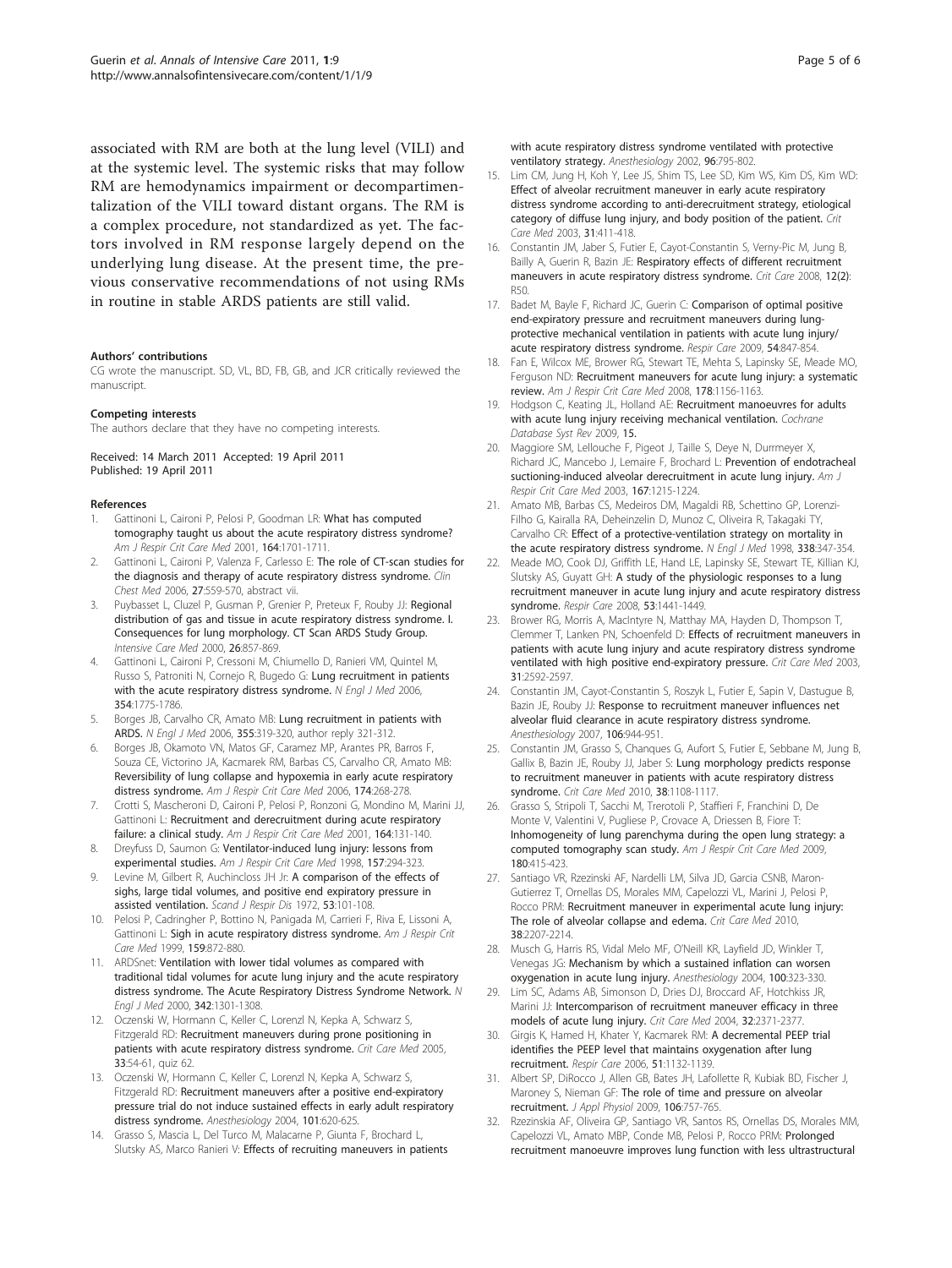associated with RM are both at the lung level (VILI) and at the systemic level. The systemic risks that may follow RM are hemodynamics impairment or decompartimentalization of the VILI toward distant organs. The RM is a complex procedure, not standardized as yet. The factors involved in RM response largely depend on the underlying lung disease. At the present time, the previous conservative recommendations of not using RMs in routine in stable ARDS patients are still valid.

#### Authors' contributions

CG wrote the manuscript. SD, VL, BD, FB, GB, and JCR critically reviewed the manuscript.

#### Competing interests

The authors declare that they have no competing interests.

Received: 14 March 2011 Accepted: 19 April 2011
Published: 19 April 2011

#### References

1. Gattinoni L, Caironi P, Pelosi P, Goodman LR: What has computed tomography taught us about the acute respiratory distress syndrome? *Am J Respir Crit Care Med* 2001, **164**:1701-1711.
2. Gattinoni L, Caironi P, Valenza F, Carlesso E: The role of CT-scan studies for the diagnosis and therapy of acute respiratory distress syndrome. *Clin Chest Med* 2006, **27**:559-570, abstract vii.
3. Puybasset L, Cluzel P, Gusman P, Grenier P, Preteux F, Rouby JJ: Regional distribution of gas and tissue in acute respiratory distress syndrome. I. Consequences for lung morphology. CT Scan ARDS Study Group. *Intensive Care Med* 2000, **26**:857-869.
4. Gattinoni L, Caironi P, Cressoni M, Chiumello D, Ranieri VM, Quintel M, Russo S, Patroniti N, Cornejo R, Bugedo G: Lung recruitment in patients with the acute respiratory distress syndrome. *N Engl J Med* 2006, **354**:1775-1786.
5. Borges JB, Carvalho CR, Amato MB: Lung recruitment in patients with ARDS. *N Engl J Med* 2006, **355**:319-320, author reply 321-312.
6. Borges JB, Okamoto VN, Matos GF, Caramez MP, Arantes PR, Barros F, Souza CE, Victorino JA, Kacmarek RM, Barbas CS, Carvalho CR, Amato MB: Reversibility of lung collapse and hypoxemia in early acute respiratory distress syndrome. *Am J Respir Crit Care Med* 2006, **174**:268-278.
7. Crotti S, Mascheroni D, Caironi P, Pelosi P, Ronzoni G, Mondino M, Marini JJ, Gattinoni L: Recruitment and derecruitment during acute respiratory failure: a clinical study. *Am J Respir Crit Care Med* 2001, **164**:131-140.
8. Dreyfuss D, Saumon G: Ventilator-induced lung injury: lessons from experimental studies. *Am J Respir Crit Care Med* 1998, **157**:294-323.
9. Levine M, Gilbert R, Auchincloss JH Jr: A comparison of the effects of sighs, large tidal volumes, and positive end expiratory pressure in assisted ventilation. *Scand J Respir Dis* 1972, **53**:101-108.
10. Pelosi P, Cadringher P, Bottino N, Panigada M, Carrieri F, Riva E, Lissoni A, Gattinoni L: Sigh in acute respiratory distress syndrome. *Am J Respir Crit Care Med* 1999, **159**:872-880.
11. ARDSnet: Ventilation with lower tidal volumes as compared with traditional tidal volumes for acute lung injury and the acute respiratory distress syndrome. The Acute Respiratory Distress Syndrome Network. *N Engl J Med* 2000, **342**:1301-1308.
12. Oczenski W, Hormann C, Keller C, Lorenzl N, Kepka A, Schwarz S, Fitzgerald RD: Recruitment maneuvers during prone positioning in patients with acute respiratory distress syndrome. *Crit Care Med* 2005, **33**:54-61, quiz 62.
13. Oczenski W, Hormann C, Keller C, Lorenzl N, Kepka A, Schwarz S, Fitzgerald RD: Recruitment maneuvers after a positive end-expiratory pressure trial do not induce sustained effects in early adult respiratory distress syndrome. *Anesthesiology* 2004, **101**:620-625.
14. Grasso S, Mascia L, Del Turco M, Malacarne P, Giunta F, Brochard L, Slutsky AS, Marco Ranieri V: Effects of recruiting maneuvers in patients with acute respiratory distress syndrome ventilated with protective ventilatory strategy. *Anesthesiology* 2002, **96**:795-802.
15. Lim CM, Jung H, Koh Y, Lee JS, Shim TS, Lee SD, Kim WS, Kim DS, Kim WD: Effect of alveolar recruitment maneuver in early acute respiratory distress syndrome according to anti-derecruitment strategy, etiological category of diffuse lung injury, and body position of the patient. *Crit Care Med* 2003, **31**:411-418.
16. Constantin JM, Jaber S, Futier E, Cayot-Constantin S, Verny-Pic M, Jung B, Bailly A, Guerin R, Bazin JE: Respiratory effects of different recruitment maneuvers in acute respiratory distress syndrome. *Crit Care* 2008, **12(2)**: R50.
17. Badet M, Bayle F, Richard JC, Guerin C: Comparison of optimal positive end-expiratory pressure and recruitment maneuvers during lung-protective mechanical ventilation in patients with acute lung injury/acute respiratory distress syndrome. *Respir Care* 2009, **54**:847-854.
18. Fan E, Wilcox ME, Brower RG, Stewart TE, Mehta S, Lapinsky SE, Meade MO, Ferguson ND: Recruitment maneuvers for acute lung injury: a systematic review. *Am J Respir Crit Care Med* 2008, **178**:1156-1163.
19. Hodgson C, Keating JL, Holland AE: Recruitment manoeuvres for adults with acute lung injury receiving mechanical ventilation. *Cochrane Database Syst Rev* 2009, **15**.
20. Maggiore SM, Lellouche F, Pigeot J, Taille S, Deye N, Durrmeyer X, Richard JC, Mancebo J, Lemaire F, Brochard L: Prevention of endotracheal suctioning-induced alveolar derecruitment in acute lung injury. *Am J Respir Crit Care Med* 2003, **167**:1215-1224.
21. Amato MB, Barbas CS, Medeiros DM, Magaldi RB, Schettino GP, Lorenzi-Filho G, Kairalla RA, Deheinzelin D, Munoz C, Oliveira R, Takagaki TY, Carvalho CR: Effect of a protective-ventilation strategy on mortality in the acute respiratory distress syndrome. *N Engl J Med* 1998, **338**:347-354.
22. Meade MO, Cook DJ, Griffith LE, Hand LE, Lapinsky SE, Stewart TE, Killian KJ, Slutsky AS, Guyatt GH: A study of the physiologic responses to a lung recruitment maneuver in acute lung injury and acute respiratory distress syndrome. *Respir Care* 2008, **53**:1441-1449.
23. Brower RG, Morris A, MacIntyre N, Matthay MA, Hayden D, Thompson T, Clemmer T, Lanken PN, Schoenfeld D: Effects of recruitment maneuvers in patients with acute lung injury and acute respiratory distress syndrome ventilated with high positive end-expiratory pressure. *Crit Care Med* 2003, **31**:2592-2597.
24. Constantin JM, Cayot-Constantin S, Roszyk L, Futier E, Sapin V, Dastugue B, Bazin JE, Rouby JJ: Response to recruitment maneuver influences net alveolar fluid clearance in acute respiratory distress syndrome. *Anesthesiology* 2007, **106**:944-951.
25. Constantin JM, Grasso S, Chanques G, Aufort S, Futier E, Sebbane M, Jung B, Gallix B, Bazin JE, Rouby JJ, Jaber S: Lung morphology predicts response to recruitment maneuver in patients with acute respiratory distress syndrome. *Crit Care Med* 2010, **38**:1108-1117.
26. Grasso S, Stripoli T, Sacchi M, Trerotoli P, Staffieri F, Franchini D, De Monte V, Valentini V, Pugliese P, Crovace A, Driessen B, Fiore T: Inhomogeneity of lung parenchyma during the open lung strategy: a computed tomography scan study. *Am J Respir Crit Care Med* 2009, **180**:415-423.
27. Santiago VR, Rzezinski AF, Nardelli LM, Silva JD, Garcia CSNB, Maron-Gutierrez T, Ornellas DS, Morales MM, Capelozzi VL, Marini J, Pelosi P, Rocco PRM: Recruitment maneuver in experimental acute lung injury: The role of alveolar collapse and edema. *Crit Care Med* 2010, **38**:2207-2214.
28. Musch G, Harris RS, Vidal Melo MF, O'Neill KR, Layfield JD, Winkler T, Venegas JG: Mechanism by which a sustained inflation can worsen oxygenation in acute lung injury. *Anesthesiology* 2004, **100**:323-330.
29. Lim SC, Adams AB, Simonson D, Dries DJ, Broccard AF, Hotchkiss JR, Marini JJ: Intercomparison of recruitment maneuver efficacy in three models of acute lung injury. *Crit Care Med* 2004, **32**:2371-2377.
30. Girgis K, Hamed H, Khater Y, Kacmarek RM: A decremental PEEP trial identifies the PEEP level that maintains oxygenation after lung recruitment. *Respir Care* 2006, **51**:1132-1139.
31. Albert SP, DiRocco J, Allen GB, Bates JH, Lafollette R, Kubiak BD, Fischer J, Maroney S, Nieman GF: The role of time and pressure on alveolar recruitment. *J Appl Physiol* 2009, **106**:757-765.
32. Rzezinskia AF, Oliveira GP, Santiago VR, Santos RS, Ornellas DS, Morales MM, Capelozzi VL, Amato MBP, Conde MB, Pelosi P, Rocco PRM: Prolonged recruitment manoeuvre improves lung function with less ultrastructural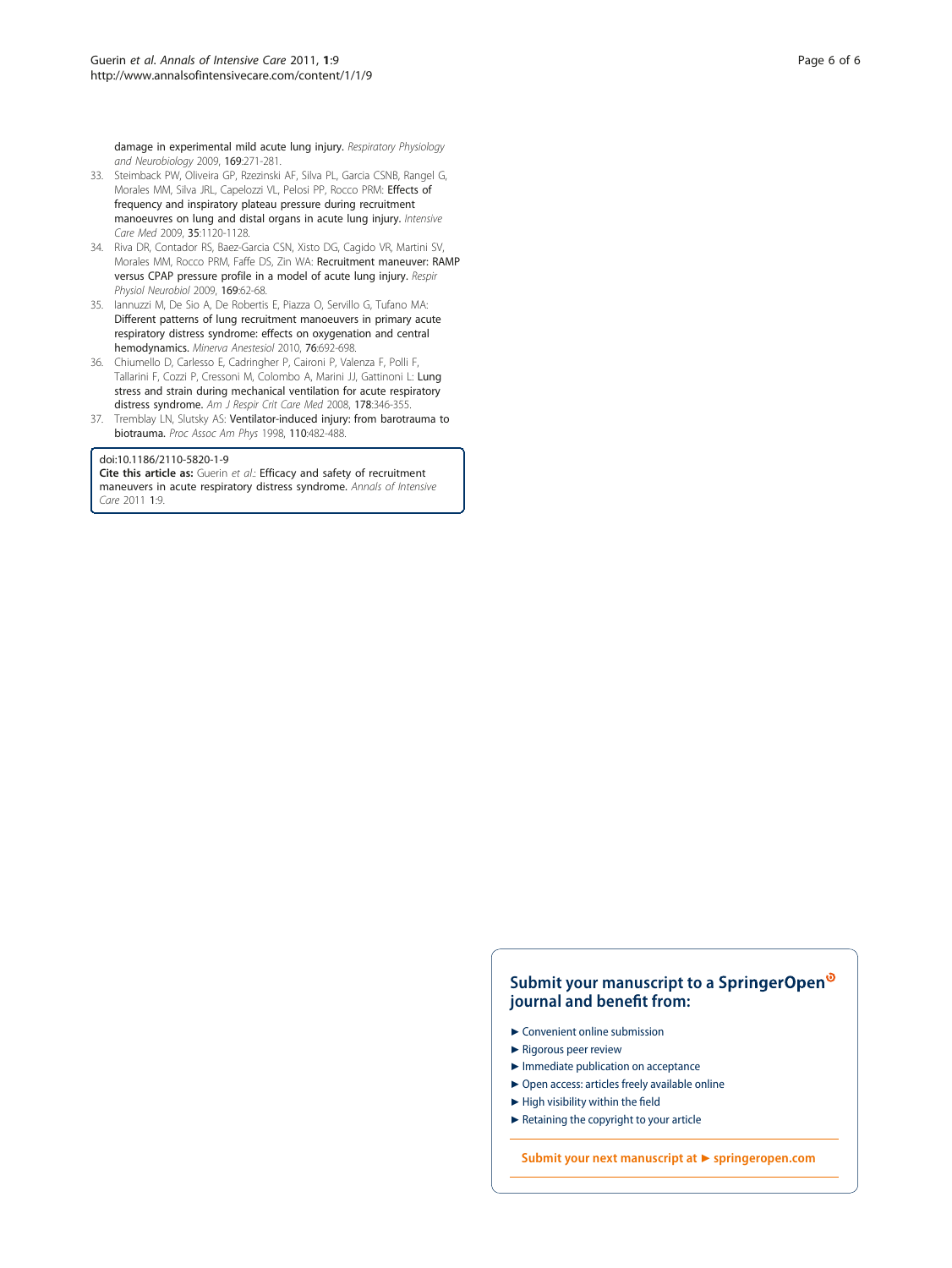damage in experimental mild acute lung injury. *Respiratory Physiology and Neurobiology* 2009, **169**:271-281.

33. Steimback PW, Oliveira GP, Rzezinski AF, Silva PL, Garcia CSNB, Rangel G, Morales MM, Silva JRL, Capelozzi VL, Pelosi PP, Rocco PRM: **Effects of frequency and inspiratory plateau pressure during recruitment manoeuvres on lung and distal organs in acute lung injury.** *Intensive Care Med* 2009, **35**:1120-1128.
34. Riva DR, Contador RS, Baez-Garcia CSN, Xisto DG, Cagido VR, Martini SV, Morales MM, Rocco PRM, Faffe DS, Zin WA: **Recruitment maneuver: RAMP versus CPAP pressure profile in a model of acute lung injury.** *Respir Physiol Neurobiol* 2009, **169**:62-68.
35. Iannuzzi M, De Sio A, De Robertis E, Piazza O, Servillo G, Tufano MA: **Different patterns of lung recruitment manoeuvers in primary acute respiratory distress syndrome: effects on oxygenation and central hemodynamics.** *Minerva Anestesiol* 2010, **76**:692-698.
36. Chiumello D, Carlesso E, Cadringher P, Caironi P, Valenza F, Polli F, Tallarini F, Cozzi P, Cressoni M, Colombo A, Marini JJ, Gattinoni L: **Lung stress and strain during mechanical ventilation for acute respiratory distress syndrome.** *Am J Respir Crit Care Med* 2008, **178**:346-355.
37. Tremblay LN, Slutsky AS: **Ventilator-induced injury: from barotrauma to biotrauma.** *Proc Assoc Am Phys* 1998, **110**:482-488.

doi:10.1186/2110-5820-1-9
**Cite this article as:** Guerin *et al.*: Efficacy and safety of recruitment maneuvers in acute respiratory distress syndrome. *Annals of Intensive Care* 2011 **1**:9.

**Submit your manuscript to a SpringerOpen journal and benefit from:**

- ► Convenient online submission
- ► Rigorous peer review
- ► Immediate publication on acceptance
- ► Open access: articles freely available online
- ► High visibility within the field
- ► Retaining the copyright to your article

**Submit your next manuscript at ► springeropen.com**